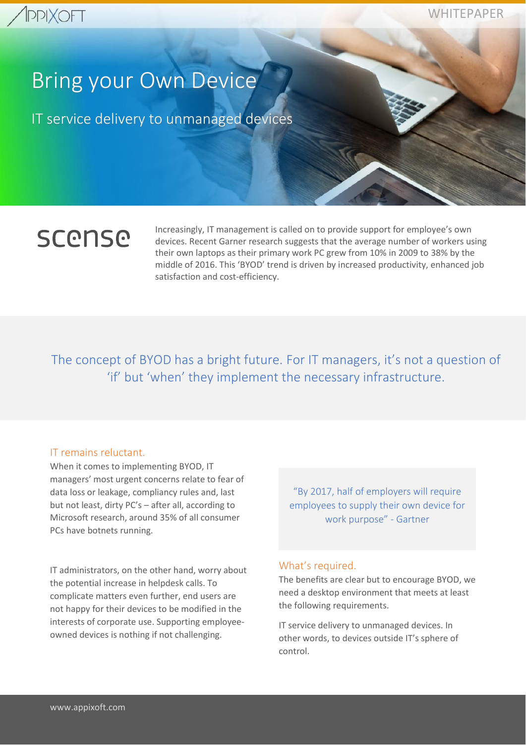WHITEPAPER

# Bring your Own Device

## IT service delivery to unmanaged devices

scense

Increasingly, IT management is called on to provide support for employee's own devices. Recent Garner research suggests that the average number of workers using their own laptops as their primary work PC grew from 10% in 2009 to 38% by the middle of 2016. This 'BYOD' trend is driven by increased productivity, enhanced job satisfaction and cost-efficiency.

> The concept of BYOD has a bright future. For IT managers, it's not a question of 'if' but 'when' they implement the necessary infrastructure.

### IT remains reluctant.

When it comes to implementing BYOD, IT managers' most urgent concerns relate to fear of data loss or leakage, compliancy rules and, last but not least, dirty PC's – after all, according to Microsoft research, around 35% of all consumer PCs have botnets running.

IT administrators, on the other hand, worry about the potential increase in helpdesk calls. To complicate matters even further, end users are not happy for their devices to be modified in the interests of corporate use. Supporting employee-owned devices is nothing if not challenging.

> "By 2017, half of employers will require employees to supply their own device for work purpose" - Gartner

### What's required.

The benefits are clear but to encourage BYOD, we need a desktop environment that meets at least the following requirements.

IT service delivery to unmanaged devices. In other words, to devices outside IT's sphere of control.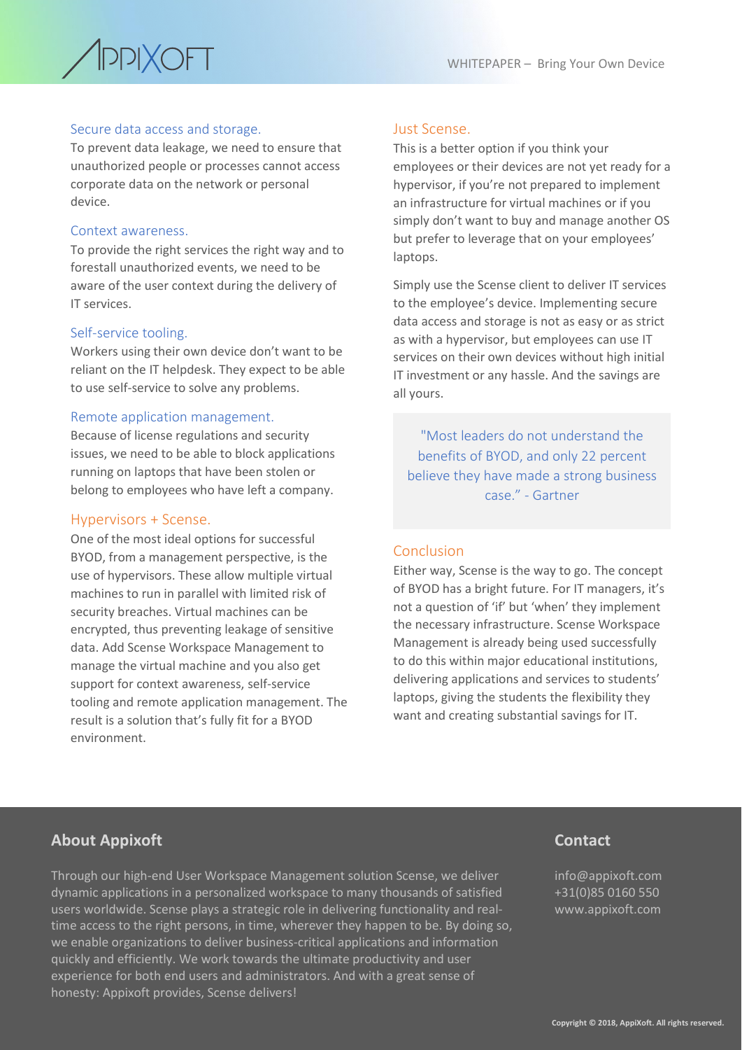### Secure data access and storage.

To prevent data leakage, we need to ensure that unauthorized people or processes cannot access corporate data on the network or personal device.

### Context awareness.

To provide the right services the right way and to forestall unauthorized events, we need to be aware of the user context during the delivery of IT services.

### Self-service tooling.

Workers using their own device don't want to be reliant on the IT helpdesk. They expect to be able to use self-service to solve any problems.

### Remote application management.

Because of license regulations and security issues, we need to be able to block applications running on laptops that have been stolen or belong to employees who have left a company.

### Hypervisors + Scense.

One of the most ideal options for successful BYOD, from a management perspective, is the use of hypervisors. These allow multiple virtual machines to run in parallel with limited risk of security breaches. Virtual machines can be encrypted, thus preventing leakage of sensitive data. Add Scense Workspace Management to manage the virtual machine and you also get support for context awareness, self-service tooling and remote application management. The result is a solution that's fully fit for a BYOD environment.

### Just Scense.

This is a better option if you think your employees or their devices are not yet ready for a hypervisor, if you're not prepared to implement an infrastructure for virtual machines or if you simply don't want to buy and manage another OS but prefer to leverage that on your employees' laptops.

Simply use the Scense client to deliver IT services to the employee's device. Implementing secure data access and storage is not as easy or as strict as with a hypervisor, but employees can use IT services on their own devices without high initial IT investment or any hassle. And the savings are all yours.

> "Most leaders do not understand the benefits of BYOD, and only 22 percent believe they have made a strong business case." - Gartner

### Conclusion

Either way, Scense is the way to go. The concept of BYOD has a bright future. For IT managers, it's not a question of 'if' but 'when' they implement the necessary infrastructure. Scense Workspace Management is already being used successfully to do this within major educational institutions, delivering applications and services to students' laptops, giving the students the flexibility they want and creating substantial savings for IT.

## About Appixoft

Through our high-end User Workspace Management solution Scense, we deliver dynamic applications in a personalized workspace to many thousands of satisfied users worldwide. Scense plays a strategic role in delivering functionality and real-time access to the right persons, in time, wherever they happen to be. By doing so, we enable organizations to deliver business-critical applications and information quickly and efficiently. We work towards the ultimate productivity and user experience for both end users and administrators. And with a great sense of honesty: Appixoft provides, Scense delivers!

## Contact

info@appixoft.com
+31(0)85 0160 550
www.appixoft.com

Copyright © 2018, AppiXoft. All rights reserved.